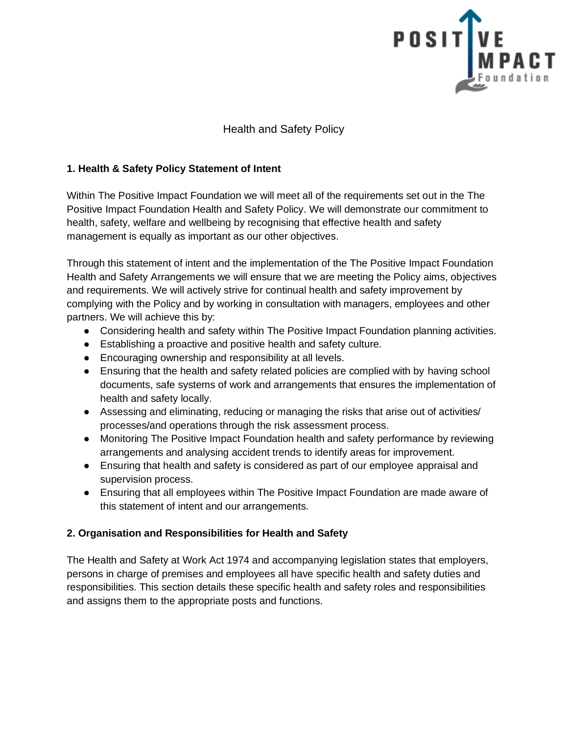# Health and Safety Policy

## 1. Health & Safety Policy Statement of Intent

Within The Positive Impact Foundation we will meet all of the requirements set out in the The Positive Impact Foundation Health and Safety Policy. We will demonstrate our commitment to health, safety, welfare and wellbeing by recognising that effective health and safety management is equally as important as our other objectives.

Through this statement of intent and the implementation of the The Positive Impact Foundation Health and Safety Arrangements we will ensure that we are meeting the Policy aims, objectives and requirements. We will actively strive for continual health and safety improvement by complying with the Policy and by working in consultation with managers, employees and other partners. We will achieve this by:

- Considering health and safety within The Positive Impact Foundation planning activities.
- Establishing a proactive and positive health and safety culture.
- Encouraging ownership and responsibility at all levels.
- Ensuring that the health and safety related policies are complied with by having school documents, safe systems of work and arrangements that ensures the implementation of health and safety locally.
- Assessing and eliminating, reducing or managing the risks that arise out of activities/ processes/and operations through the risk assessment process.
- Monitoring The Positive Impact Foundation health and safety performance by reviewing arrangements and analysing accident trends to identify areas for improvement.
- Ensuring that health and safety is considered as part of our employee appraisal and supervision process.
- Ensuring that all employees within The Positive Impact Foundation are made aware of this statement of intent and our arrangements.

## 2. Organisation and Responsibilities for Health and Safety

The Health and Safety at Work Act 1974 and accompanying legislation states that employers, persons in charge of premises and employees all have specific health and safety duties and responsibilities. This section details these specific health and safety roles and responsibilities and assigns them to the appropriate posts and functions.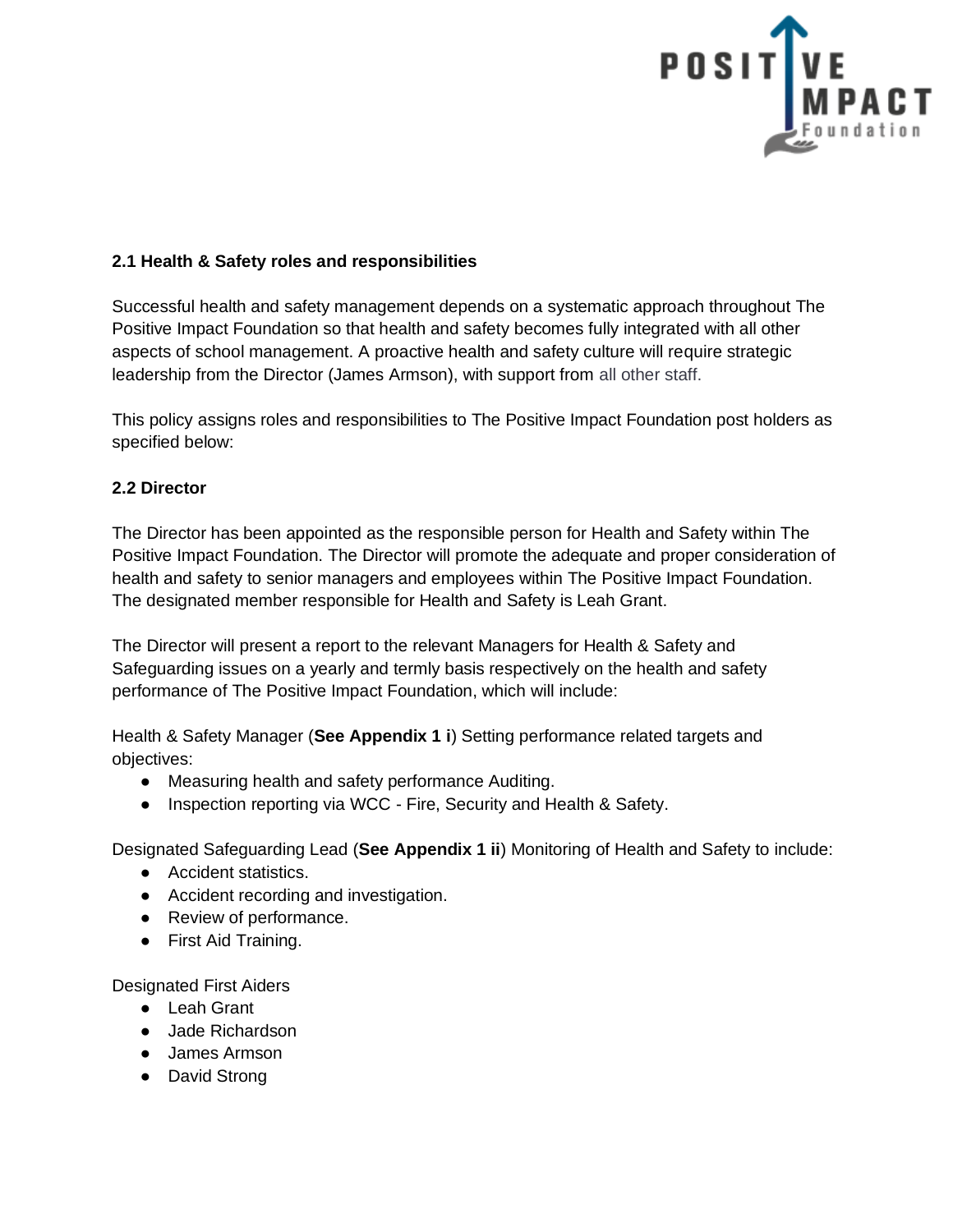### 2.1 Health & Safety roles and responsibilities

Successful health and safety management depends on a systematic approach throughout The Positive Impact Foundation so that health and safety becomes fully integrated with all other aspects of school management. A proactive health and safety culture will require strategic leadership from the Director (James Armson), with support from all other staff.

This policy assigns roles and responsibilities to The Positive Impact Foundation post holders as specified below:

### 2.2 Director

The Director has been appointed as the responsible person for Health and Safety within The Positive Impact Foundation. The Director will promote the adequate and proper consideration of health and safety to senior managers and employees within The Positive Impact Foundation. The designated member responsible for Health and Safety is Leah Grant.

The Director will present a report to the relevant Managers for Health & Safety and Safeguarding issues on a yearly and termly basis respectively on the health and safety performance of The Positive Impact Foundation, which will include:

Health & Safety Manager (**See Appendix 1 i**) Setting performance related targets and objectives:

- Measuring health and safety performance Auditing.
- Inspection reporting via WCC - Fire, Security and Health & Safety.

Designated Safeguarding Lead (**See Appendix 1 ii**) Monitoring of Health and Safety to include:

- Accident statistics.
- Accident recording and investigation.
- Review of performance.
- First Aid Training.

Designated First Aiders

- Leah Grant
- Jade Richardson
- James Armson
- David Strong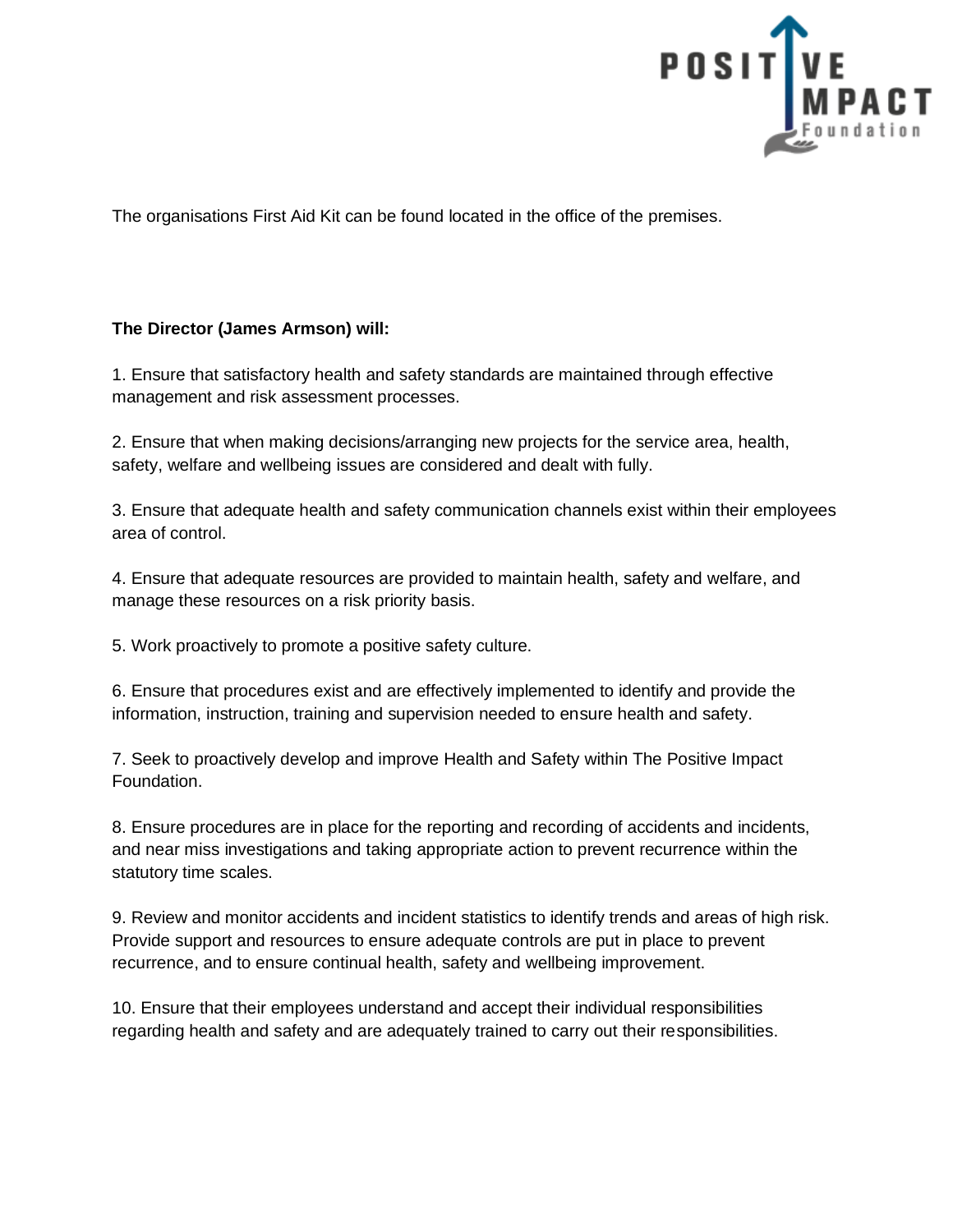The organisations First Aid Kit can be found located in the office of the premises.

**The Director (James Armson) will:**

1. Ensure that satisfactory health and safety standards are maintained through effective management and risk assessment processes.

2. Ensure that when making decisions/arranging new projects for the service area, health, safety, welfare and wellbeing issues are considered and dealt with fully.

3. Ensure that adequate health and safety communication channels exist within their employees area of control.

4. Ensure that adequate resources are provided to maintain health, safety and welfare, and manage these resources on a risk priority basis.

5. Work proactively to promote a positive safety culture.

6. Ensure that procedures exist and are effectively implemented to identify and provide the information, instruction, training and supervision needed to ensure health and safety.

7. Seek to proactively develop and improve Health and Safety within The Positive Impact Foundation.

8. Ensure procedures are in place for the reporting and recording of accidents and incidents, and near miss investigations and taking appropriate action to prevent recurrence within the statutory time scales.

9. Review and monitor accidents and incident statistics to identify trends and areas of high risk. Provide support and resources to ensure adequate controls are put in place to prevent recurrence, and to ensure continual health, safety and wellbeing improvement.

10. Ensure that their employees understand and accept their individual responsibilities regarding health and safety and are adequately trained to carry out their responsibilities.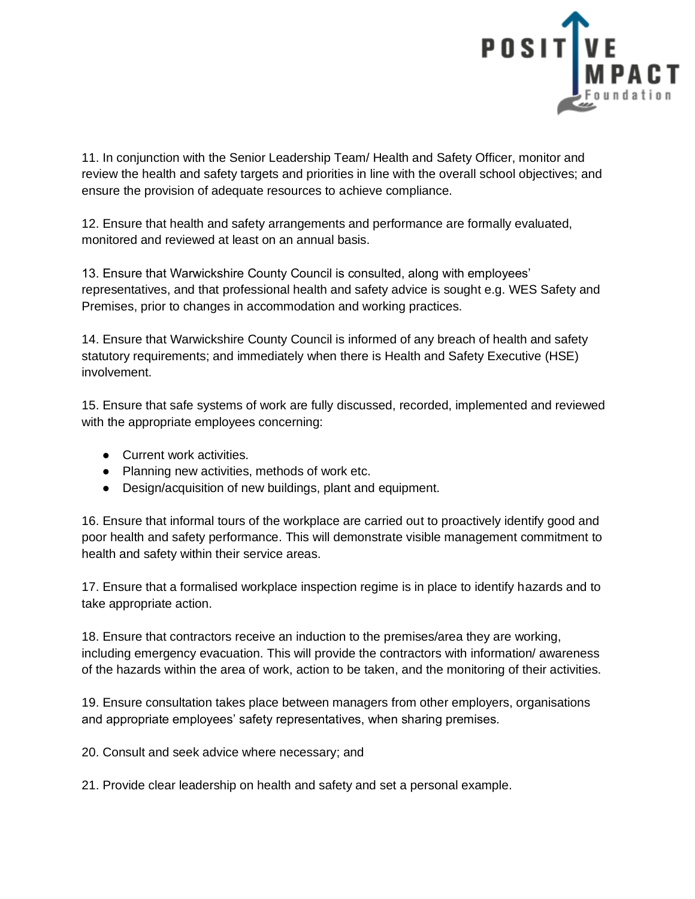11. In conjunction with the Senior Leadership Team/ Health and Safety Officer, monitor and review the health and safety targets and priorities in line with the overall school objectives; and ensure the provision of adequate resources to achieve compliance.

12. Ensure that health and safety arrangements and performance are formally evaluated, monitored and reviewed at least on an annual basis.

13. Ensure that Warwickshire County Council is consulted, along with employees' representatives, and that professional health and safety advice is sought e.g. WES Safety and Premises, prior to changes in accommodation and working practices.

14. Ensure that Warwickshire County Council is informed of any breach of health and safety statutory requirements; and immediately when there is Health and Safety Executive (HSE) involvement.

15. Ensure that safe systems of work are fully discussed, recorded, implemented and reviewed with the appropriate employees concerning:

- Current work activities.
- Planning new activities, methods of work etc.
- Design/acquisition of new buildings, plant and equipment.

16. Ensure that informal tours of the workplace are carried out to proactively identify good and poor health and safety performance. This will demonstrate visible management commitment to health and safety within their service areas.

17. Ensure that a formalised workplace inspection regime is in place to identify hazards and to take appropriate action.

18. Ensure that contractors receive an induction to the premises/area they are working, including emergency evacuation. This will provide the contractors with information/ awareness of the hazards within the area of work, action to be taken, and the monitoring of their activities.

19. Ensure consultation takes place between managers from other employers, organisations and appropriate employees' safety representatives, when sharing premises.

20. Consult and seek advice where necessary; and

21. Provide clear leadership on health and safety and set a personal example.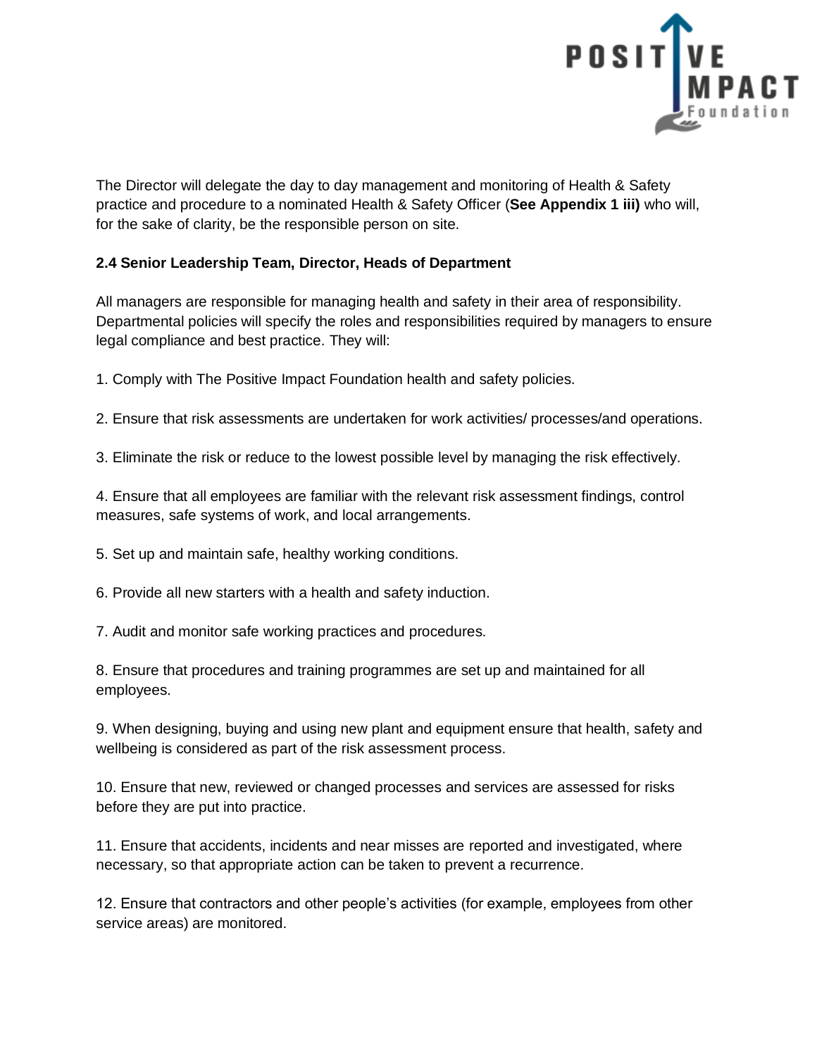The Director will delegate the day to day management and monitoring of Health & Safety practice and procedure to a nominated Health & Safety Officer (**See Appendix 1 iii)** who will, for the sake of clarity, be the responsible person on site.

### 2.4 Senior Leadership Team, Director, Heads of Department

All managers are responsible for managing health and safety in their area of responsibility. Departmental policies will specify the roles and responsibilities required by managers to ensure legal compliance and best practice. They will:

1. Comply with The Positive Impact Foundation health and safety policies.

2. Ensure that risk assessments are undertaken for work activities/ processes/and operations.

3. Eliminate the risk or reduce to the lowest possible level by managing the risk effectively.

4. Ensure that all employees are familiar with the relevant risk assessment findings, control measures, safe systems of work, and local arrangements.

5. Set up and maintain safe, healthy working conditions.

6. Provide all new starters with a health and safety induction.

7. Audit and monitor safe working practices and procedures.

8. Ensure that procedures and training programmes are set up and maintained for all employees.

9. When designing, buying and using new plant and equipment ensure that health, safety and wellbeing is considered as part of the risk assessment process.

10. Ensure that new, reviewed or changed processes and services are assessed for risks before they are put into practice.

11. Ensure that accidents, incidents and near misses are reported and investigated, where necessary, so that appropriate action can be taken to prevent a recurrence.

12. Ensure that contractors and other people's activities (for example, employees from other service areas) are monitored.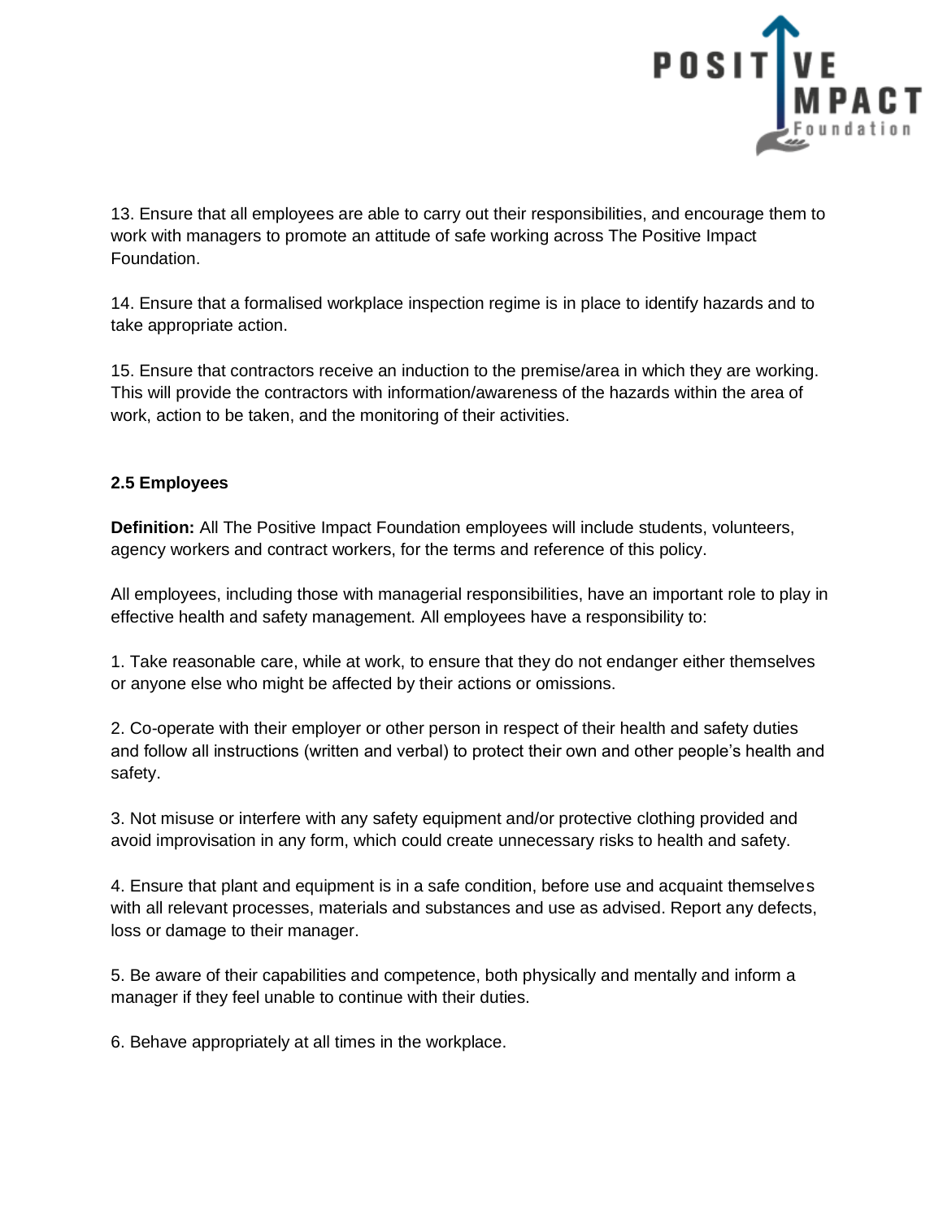13. Ensure that all employees are able to carry out their responsibilities, and encourage them to work with managers to promote an attitude of safe working across The Positive Impact Foundation.

14. Ensure that a formalised workplace inspection regime is in place to identify hazards and to take appropriate action.

15. Ensure that contractors receive an induction to the premise/area in which they are working. This will provide the contractors with information/awareness of the hazards within the area of work, action to be taken, and the monitoring of their activities.

### 2.5 Employees

**Definition:** All The Positive Impact Foundation employees will include students, volunteers, agency workers and contract workers, for the terms and reference of this policy.

All employees, including those with managerial responsibilities, have an important role to play in effective health and safety management. All employees have a responsibility to:

1. Take reasonable care, while at work, to ensure that they do not endanger either themselves or anyone else who might be affected by their actions or omissions.

2. Co-operate with their employer or other person in respect of their health and safety duties and follow all instructions (written and verbal) to protect their own and other people's health and safety.

3. Not misuse or interfere with any safety equipment and/or protective clothing provided and avoid improvisation in any form, which could create unnecessary risks to health and safety.

4. Ensure that plant and equipment is in a safe condition, before use and acquaint themselves with all relevant processes, materials and substances and use as advised. Report any defects, loss or damage to their manager.

5. Be aware of their capabilities and competence, both physically and mentally and inform a manager if they feel unable to continue with their duties.

6. Behave appropriately at all times in the workplace.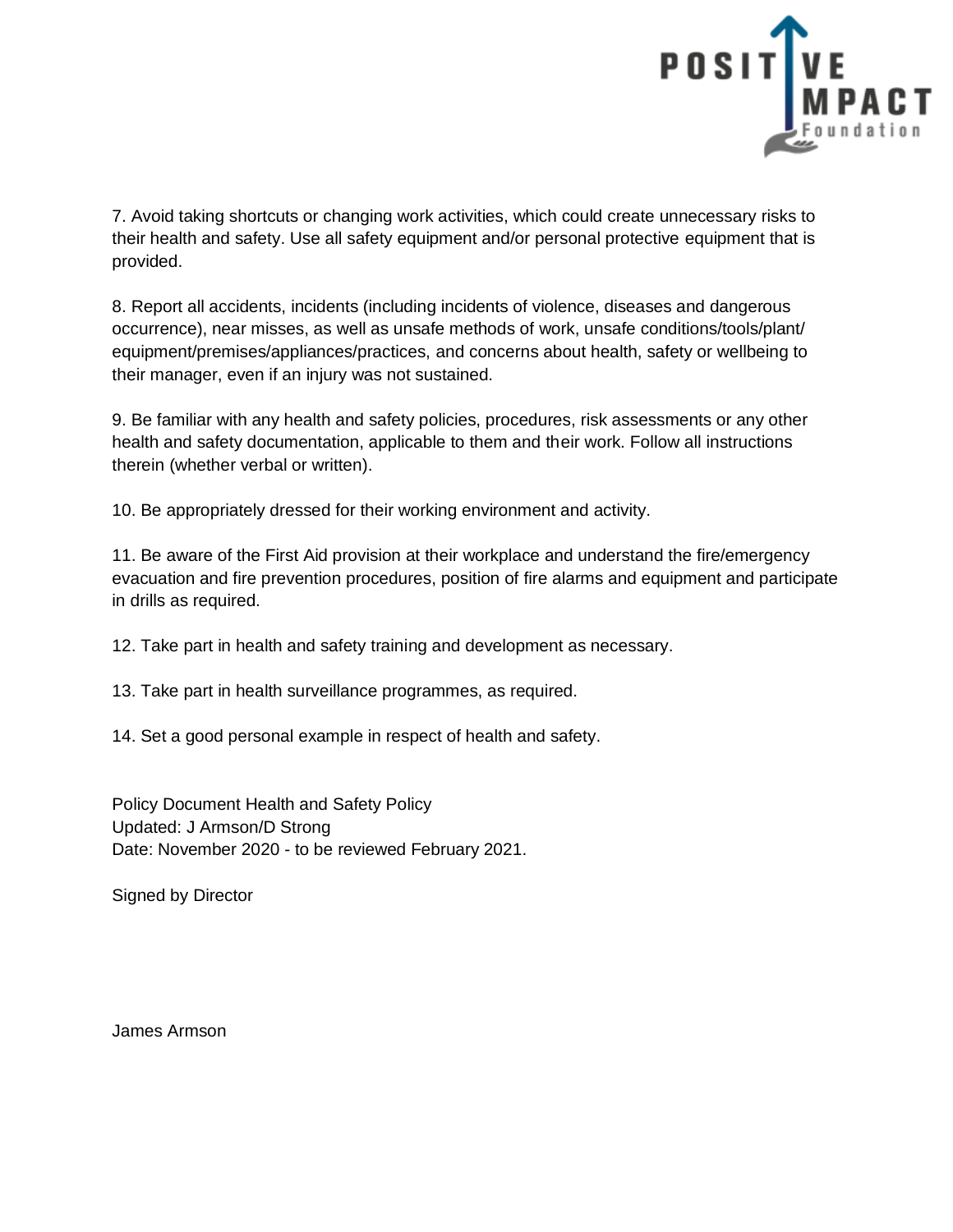7. Avoid taking shortcuts or changing work activities, which could create unnecessary risks to their health and safety. Use all safety equipment and/or personal protective equipment that is provided.

8. Report all accidents, incidents (including incidents of violence, diseases and dangerous occurrence), near misses, as well as unsafe methods of work, unsafe conditions/tools/plant/ equipment/premises/appliances/practices, and concerns about health, safety or wellbeing to their manager, even if an injury was not sustained.

9. Be familiar with any health and safety policies, procedures, risk assessments or any other health and safety documentation, applicable to them and their work. Follow all instructions therein (whether verbal or written).

10. Be appropriately dressed for their working environment and activity.

11. Be aware of the First Aid provision at their workplace and understand the fire/emergency evacuation and fire prevention procedures, position of fire alarms and equipment and participate in drills as required.

12. Take part in health and safety training and development as necessary.

13. Take part in health surveillance programmes, as required.

14. Set a good personal example in respect of health and safety.

Policy Document Health and Safety Policy
Updated: J Armson/D Strong
Date: November 2020 - to be reviewed February 2021.

Signed by Director

James Armson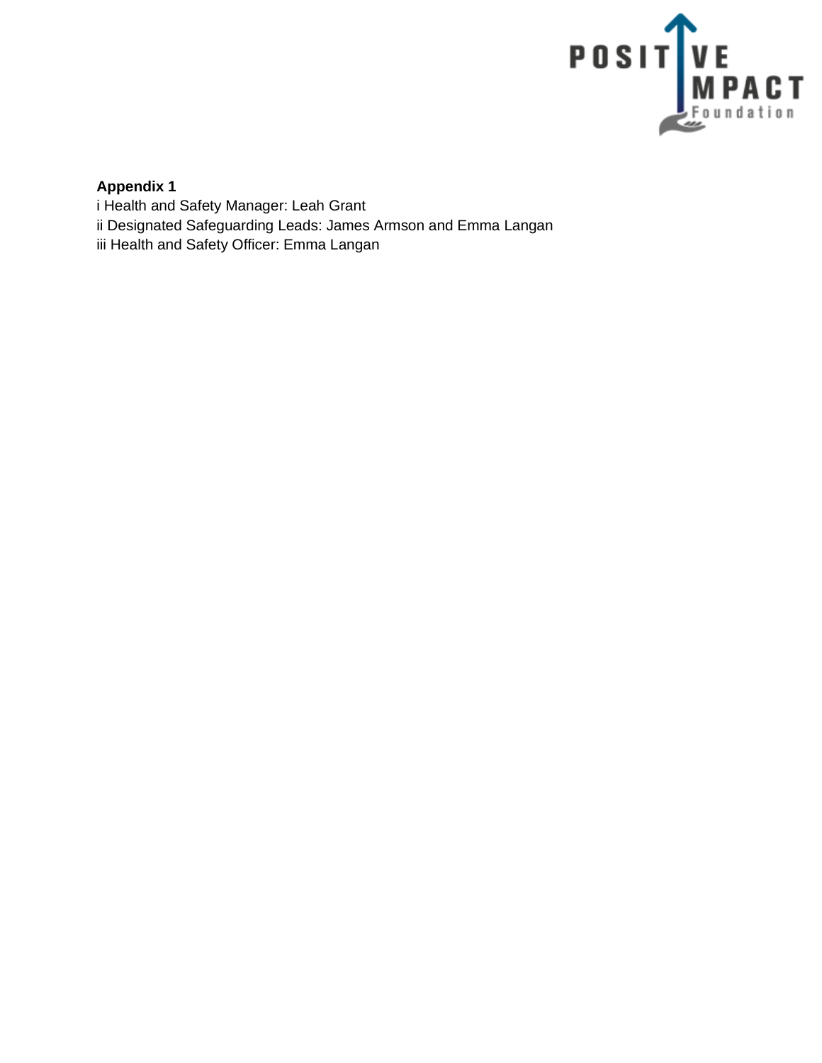**Appendix 1**

i Health and Safety Manager: Leah Grant
ii Designated Safeguarding Leads: James Armson and Emma Langan
iii Health and Safety Officer: Emma Langan